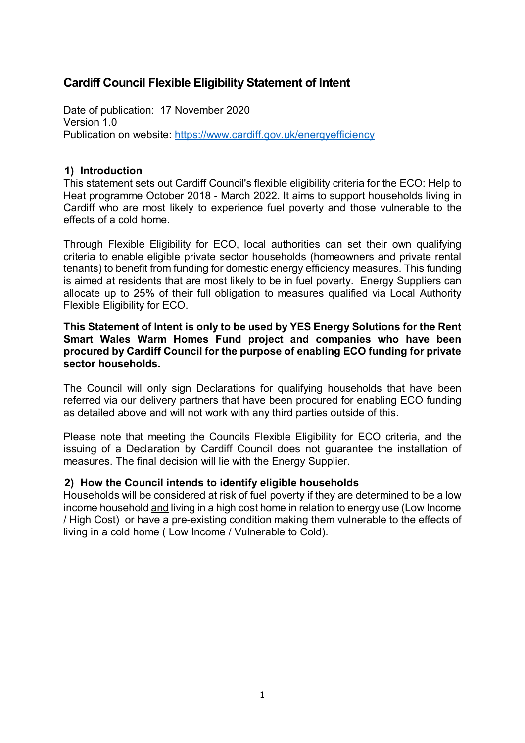# Cardiff Council Flexible Eligibility Statement of Intent

Date of publication: 17 November 2020
Version 1.0
Publication on website: https://www.cardiff.gov.uk/energyefficiency

## 1) Introduction

This statement sets out Cardiff Council's flexible eligibility criteria for the ECO: Help to Heat programme October 2018 - March 2022. It aims to support households living in Cardiff who are most likely to experience fuel poverty and those vulnerable to the effects of a cold home.

Through Flexible Eligibility for ECO, local authorities can set their own qualifying criteria to enable eligible private sector households (homeowners and private rental tenants) to benefit from funding for domestic energy efficiency measures. This funding is aimed at residents that are most likely to be in fuel poverty. Energy Suppliers can allocate up to 25% of their full obligation to measures qualified via Local Authority Flexible Eligibility for ECO.

**This Statement of Intent is only to be used by YES Energy Solutions for the Rent Smart Wales Warm Homes Fund project and companies who have been procured by Cardiff Council for the purpose of enabling ECO funding for private sector households.**

The Council will only sign Declarations for qualifying households that have been referred via our delivery partners that have been procured for enabling ECO funding as detailed above and will not work with any third parties outside of this.

Please note that meeting the Councils Flexible Eligibility for ECO criteria, and the issuing of a Declaration by Cardiff Council does not guarantee the installation of measures. The final decision will lie with the Energy Supplier.

## 2) How the Council intends to identify eligible households

Households will be considered at risk of fuel poverty if they are determined to be a low income household and living in a high cost home in relation to energy use (Low Income / High Cost) or have a pre-existing condition making them vulnerable to the effects of living in a cold home ( Low Income / Vulnerable to Cold).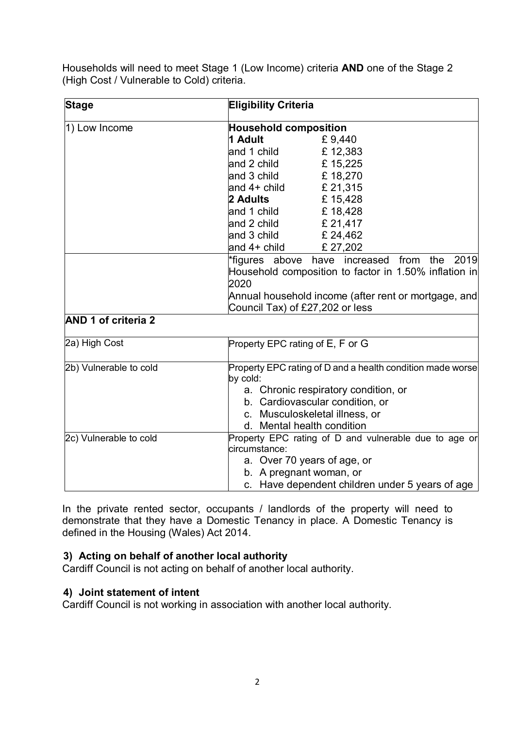Households will need to meet Stage 1 (Low Income) criteria **AND** one of the Stage 2 (High Cost / Vulnerable to Cold) criteria.

| **Stage** | **Eligibility Criteria** |
|---|---|
| 1) Low Income | **Household composition**<br>**1 Adult** £ 9,440<br>and 1 child £ 12,383<br>and 2 child £ 15,225<br>and 3 child £ 18,270<br>and 4+ child £ 21,315<br>**2 Adults** £ 15,428<br>and 1 child £ 18,428<br>and 2 child £ 21,417<br>and 3 child £ 24,462<br>and 4+ child £ 27,202 |
| | *figures above have increased from the 2019 Household composition to factor in 1.50% inflation in 2020<br>Annual household income (after rent or mortgage, and Council Tax) of £27,202 or less |
| **AND 1 of criteria 2** | |
| 2a) High Cost | Property EPC rating of E, F or G |
| 2b) Vulnerable to cold | Property EPC rating of D and a health condition made worse by cold:<br>a. Chronic respiratory condition, or<br>b. Cardiovascular condition, or<br>c. Musculoskeletal illness, or<br>d. Mental health condition |
| 2c) Vulnerable to cold | Property EPC rating of D and vulnerable due to age or circumstance:<br>a. Over 70 years of age, or<br>b. A pregnant woman, or<br>c. Have dependent children under 5 years of age |

In the private rented sector, occupants / landlords of the property will need to demonstrate that they have a Domestic Tenancy in place. A Domestic Tenancy is defined in the Housing (Wales) Act 2014.

### 3) Acting on behalf of another local authority

Cardiff Council is not acting on behalf of another local authority.

### 4) Joint statement of intent

Cardiff Council is not working in association with another local authority.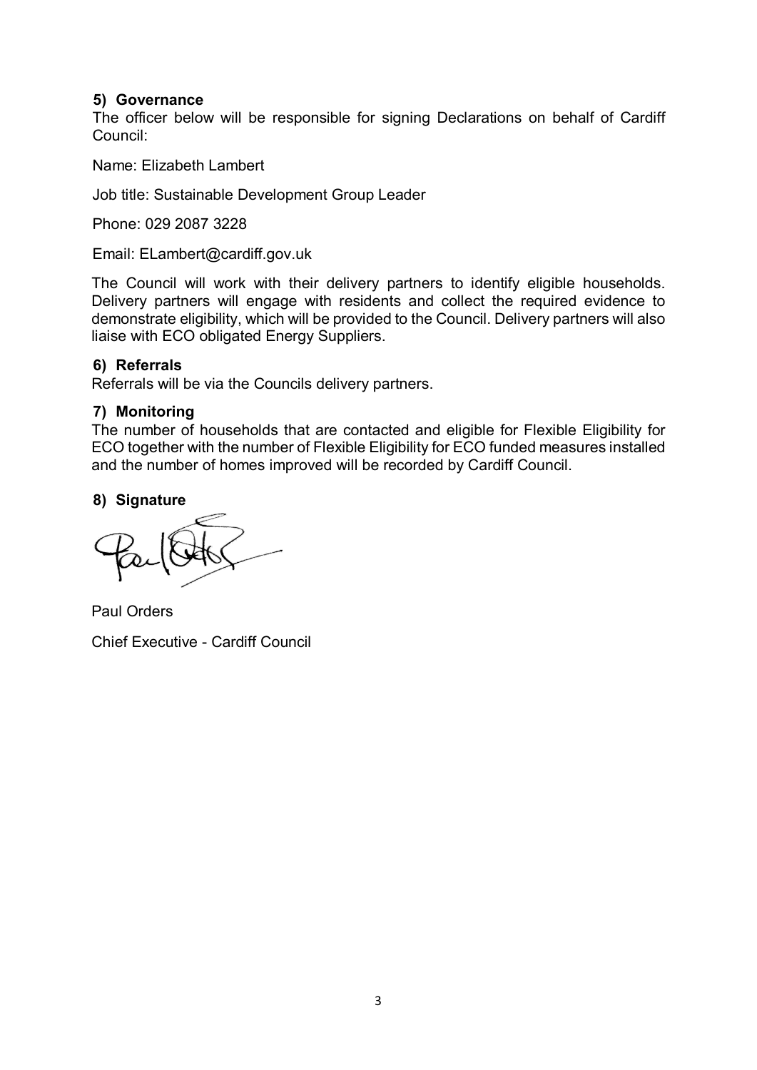## 5) Governance

The officer below will be responsible for signing Declarations on behalf of Cardiff Council:

Name: Elizabeth Lambert

Job title: Sustainable Development Group Leader

Phone: 029 2087 3228

Email: ELambert@cardiff.gov.uk

The Council will work with their delivery partners to identify eligible households. Delivery partners will engage with residents and collect the required evidence to demonstrate eligibility, which will be provided to the Council. Delivery partners will also liaise with ECO obligated Energy Suppliers.

## 6) Referrals

Referrals will be via the Councils delivery partners.

## 7) Monitoring

The number of households that are contacted and eligible for Flexible Eligibility for ECO together with the number of Flexible Eligibility for ECO funded measures installed and the number of homes improved will be recorded by Cardiff Council.

## 8) Signature

Paul Orders

Chief Executive - Cardiff Council